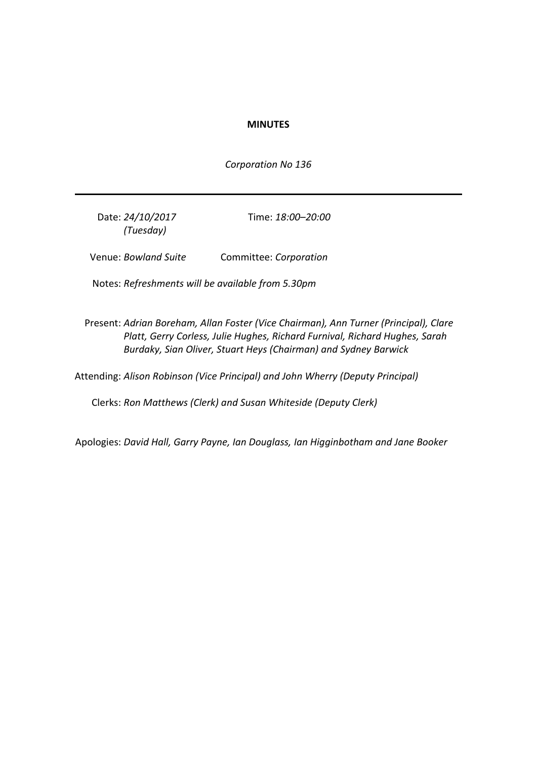**MINUTES**

*Corporation No 136*

---

Date: *24/10/2017 (Tuesday)*　　Time: *18:00–20:00*

Venue: *Bowland Suite*　　Committee: *Corporation*

Notes: *Refreshments will be available from 5.30pm*

Present: *Adrian Boreham, Allan Foster (Vice Chairman), Ann Turner (Principal), Clare Platt, Gerry Corless, Julie Hughes, Richard Furnival, Richard Hughes, Sarah Burdaky, Sian Oliver, Stuart Heys (Chairman) and Sydney Barwick*

Attending: *Alison Robinson (Vice Principal) and John Wherry (Deputy Principal)*

Clerks: *Ron Matthews (Clerk) and Susan Whiteside (Deputy Clerk)*

Apologies: *David Hall, Garry Payne, Ian Douglass, Ian Higginbotham and Jane Booker*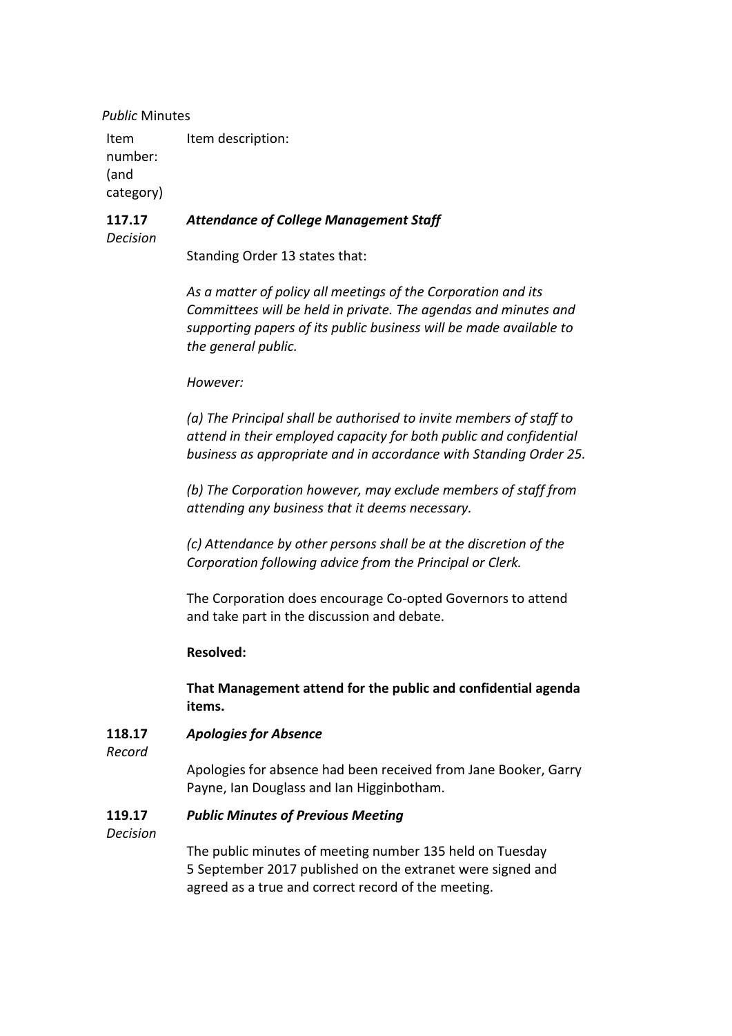*Public* Minutes

| Item number: (and category) | Item description: |
|---|---|
| **117.17** *Decision* | ***Attendance of College Management Staff*** |

Standing Order 13 states that:

*As a matter of policy all meetings of the Corporation and its Committees will be held in private. The agendas and minutes and supporting papers of its public business will be made available to the general public.*

*However:*

*(a) The Principal shall be authorised to invite members of staff to attend in their employed capacity for both public and confidential business as appropriate and in accordance with Standing Order 25.*

*(b) The Corporation however, may exclude members of staff from attending any business that it deems necessary.*

*(c) Attendance by other persons shall be at the discretion of the Corporation following advice from the Principal or Clerk.*

The Corporation does encourage Co-opted Governors to attend and take part in the discussion and debate.

**Resolved:**

**That Management attend for the public and confidential agenda items.**

**118.17** *Record* — ***Apologies for Absence***

Apologies for absence had been received from Jane Booker, Garry Payne, Ian Douglass and Ian Higginbotham.

**119.17** *Decision* — ***Public Minutes of Previous Meeting***

The public minutes of meeting number 135 held on Tuesday 5 September 2017 published on the extranet were signed and agreed as a true and correct record of the meeting.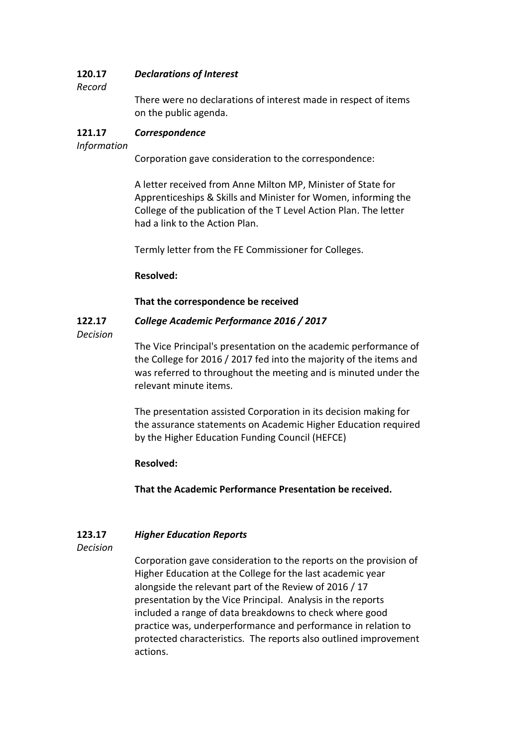**120.17** ***Declarations of Interest***

*Record*

There were no declarations of interest made in respect of items on the public agenda.

**121.17** ***Correspondence***

*Information*

Corporation gave consideration to the correspondence:

A letter received from Anne Milton MP, Minister of State for Apprenticeships & Skills and Minister for Women, informing the College of the publication of the T Level Action Plan. The letter had a link to the Action Plan.

Termly letter from the FE Commissioner for Colleges.

**Resolved:**

**That the correspondence be received**

**122.17** ***College Academic Performance 2016 / 2017***

*Decision*

The Vice Principal's presentation on the academic performance of the College for 2016 / 2017 fed into the majority of the items and was referred to throughout the meeting and is minuted under the relevant minute items.

The presentation assisted Corporation in its decision making for the assurance statements on Academic Higher Education required by the Higher Education Funding Council (HEFCE)

**Resolved:**

**That the Academic Performance Presentation be received.**

**123.17** ***Higher Education Reports***

*Decision*

Corporation gave consideration to the reports on the provision of Higher Education at the College for the last academic year alongside the relevant part of the Review of 2016 / 17 presentation by the Vice Principal. Analysis in the reports included a range of data breakdowns to check where good practice was, underperformance and performance in relation to protected characteristics. The reports also outlined improvement actions.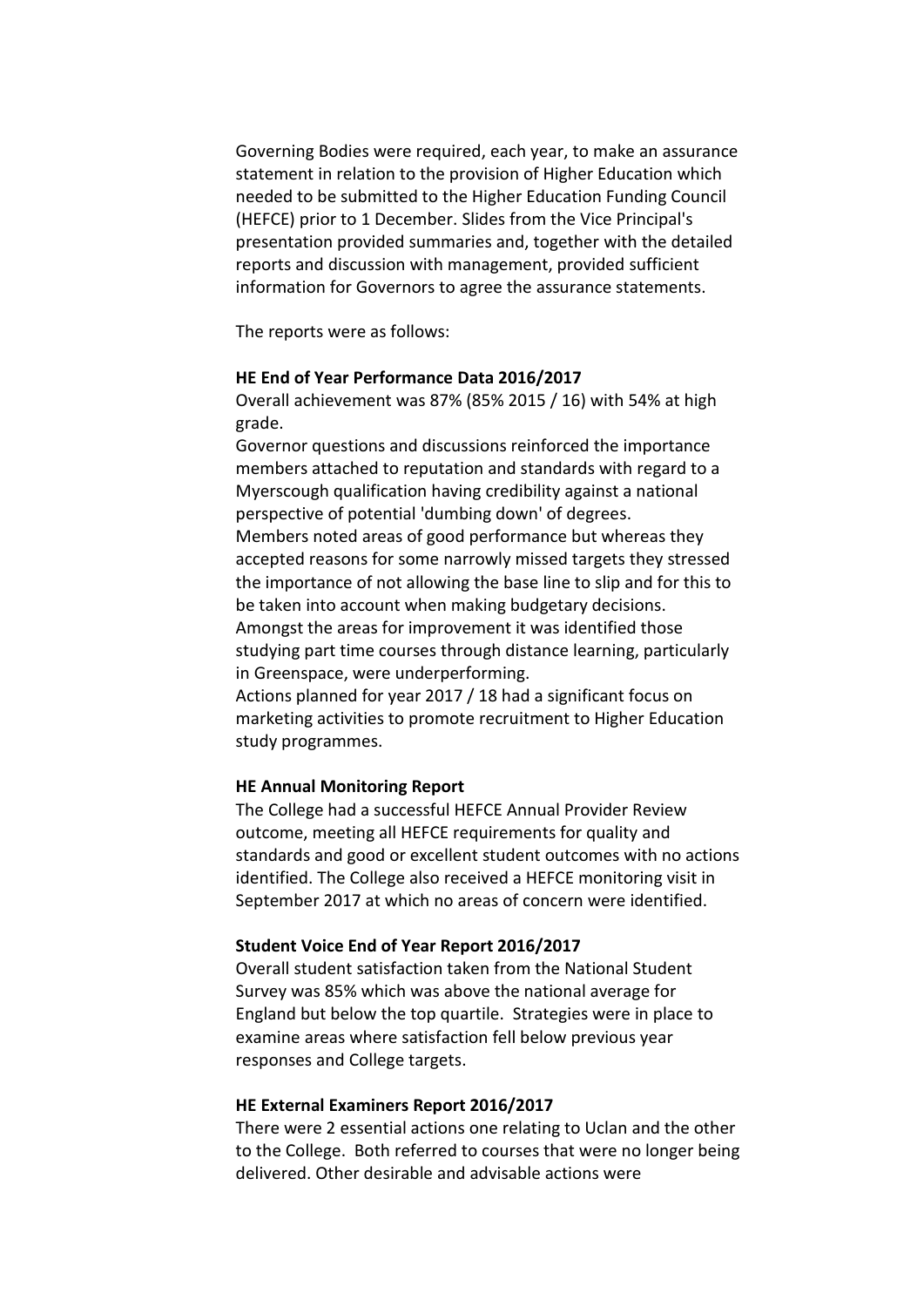Governing Bodies were required, each year, to make an assurance statement in relation to the provision of Higher Education which needed to be submitted to the Higher Education Funding Council (HEFCE) prior to 1 December. Slides from the Vice Principal's presentation provided summaries and, together with the detailed reports and discussion with management, provided sufficient information for Governors to agree the assurance statements.

The reports were as follows:

**HE End of Year Performance Data 2016/2017**

Overall achievement was 87% (85% 2015 / 16) with 54% at high grade.

Governor questions and discussions reinforced the importance members attached to reputation and standards with regard to a Myerscough qualification having credibility against a national perspective of potential 'dumbing down' of degrees.

Members noted areas of good performance but whereas they accepted reasons for some narrowly missed targets they stressed the importance of not allowing the base line to slip and for this to be taken into account when making budgetary decisions.

Amongst the areas for improvement it was identified those studying part time courses through distance learning, particularly in Greenspace, were underperforming.

Actions planned for year 2017 / 18 had a significant focus on marketing activities to promote recruitment to Higher Education study programmes.

**HE Annual Monitoring Report**

The College had a successful HEFCE Annual Provider Review outcome, meeting all HEFCE requirements for quality and standards and good or excellent student outcomes with no actions identified. The College also received a HEFCE monitoring visit in September 2017 at which no areas of concern were identified.

**Student Voice End of Year Report 2016/2017**

Overall student satisfaction taken from the National Student Survey was 85% which was above the national average for England but below the top quartile. Strategies were in place to examine areas where satisfaction fell below previous year responses and College targets.

**HE External Examiners Report 2016/2017**

There were 2 essential actions one relating to Uclan and the other to the College. Both referred to courses that were no longer being delivered. Other desirable and advisable actions were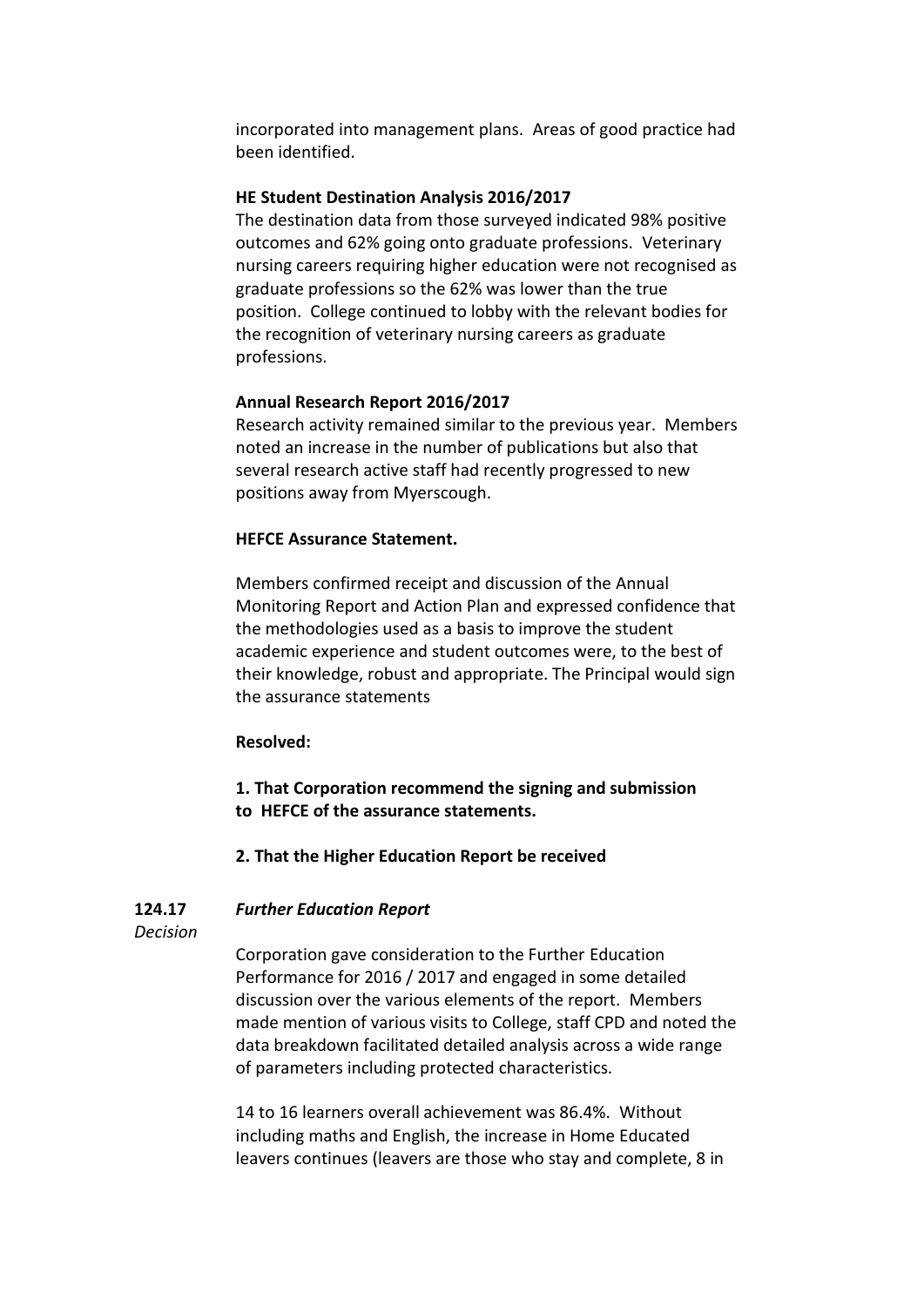incorporated into management plans. Areas of good practice had been identified.

**HE Student Destination Analysis 2016/2017**

The destination data from those surveyed indicated 98% positive outcomes and 62% going onto graduate professions. Veterinary nursing careers requiring higher education were not recognised as graduate professions so the 62% was lower than the true position. College continued to lobby with the relevant bodies for the recognition of veterinary nursing careers as graduate professions.

**Annual Research Report 2016/2017**

Research activity remained similar to the previous year. Members noted an increase in the number of publications but also that several research active staff had recently progressed to new positions away from Myerscough.

**HEFCE Assurance Statement.**

Members confirmed receipt and discussion of the Annual Monitoring Report and Action Plan and expressed confidence that the methodologies used as a basis to improve the student academic experience and student outcomes were, to the best of their knowledge, robust and appropriate. The Principal would sign the assurance statements

**Resolved:**

**1. That Corporation recommend the signing and submission to HEFCE of the assurance statements.**

**2. That the Higher Education Report be received**

**124.17** ***Further Education Report***

*Decision*

Corporation gave consideration to the Further Education Performance for 2016 / 2017 and engaged in some detailed discussion over the various elements of the report. Members made mention of various visits to College, staff CPD and noted the data breakdown facilitated detailed analysis across a wide range of parameters including protected characteristics.

14 to 16 learners overall achievement was 86.4%. Without including maths and English, the increase in Home Educated leavers continues (leavers are those who stay and complete, 8 in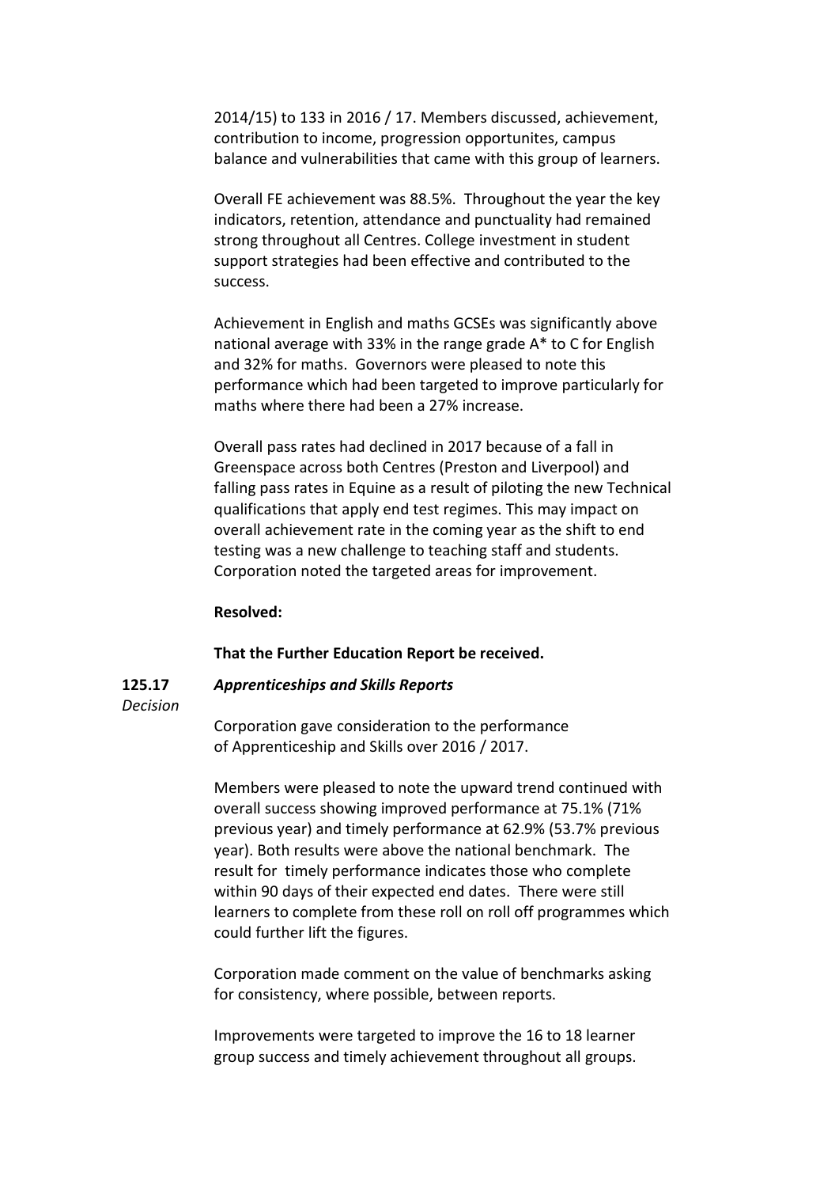2014/15) to 133 in 2016 / 17. Members discussed, achievement, contribution to income, progression opportunites, campus balance and vulnerabilities that came with this group of learners.

Overall FE achievement was 88.5%. Throughout the year the key indicators, retention, attendance and punctuality had remained strong throughout all Centres. College investment in student support strategies had been effective and contributed to the success.

Achievement in English and maths GCSEs was significantly above national average with 33% in the range grade A* to C for English and 32% for maths. Governors were pleased to note this performance which had been targeted to improve particularly for maths where there had been a 27% increase.

Overall pass rates had declined in 2017 because of a fall in Greenspace across both Centres (Preston and Liverpool) and falling pass rates in Equine as a result of piloting the new Technical qualifications that apply end test regimes. This may impact on overall achievement rate in the coming year as the shift to end testing was a new challenge to teaching staff and students. Corporation noted the targeted areas for improvement.

**Resolved:**

**That the Further Education Report be received.**

**125.17** ***Apprenticeships and Skills Reports***
*Decision*

Corporation gave consideration to the performance of Apprenticeship and Skills over 2016 / 2017.

Members were pleased to note the upward trend continued with overall success showing improved performance at 75.1% (71% previous year) and timely performance at 62.9% (53.7% previous year). Both results were above the national benchmark. The result for timely performance indicates those who complete within 90 days of their expected end dates. There were still learners to complete from these roll on roll off programmes which could further lift the figures.

Corporation made comment on the value of benchmarks asking for consistency, where possible, between reports.

Improvements were targeted to improve the 16 to 18 learner group success and timely achievement throughout all groups.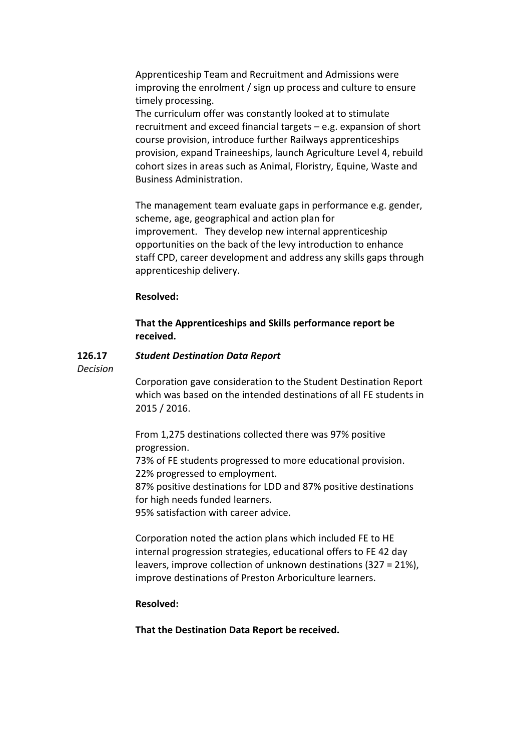Apprenticeship Team and Recruitment and Admissions were improving the enrolment / sign up process and culture to ensure timely processing.
The curriculum offer was constantly looked at to stimulate recruitment and exceed financial targets – e.g. expansion of short course provision, introduce further Railways apprenticeships provision, expand Traineeships, launch Agriculture Level 4, rebuild cohort sizes in areas such as Animal, Floristry, Equine, Waste and Business Administration.

The management team evaluate gaps in performance e.g. gender, scheme, age, geographical and action plan for improvement. They develop new internal apprenticeship opportunities on the back of the levy introduction to enhance staff CPD, career development and address any skills gaps through apprenticeship delivery.

**Resolved:**

**That the Apprenticeships and Skills performance report be received.**

**126.17** ***Student Destination Data Report***
*Decision*

Corporation gave consideration to the Student Destination Report which was based on the intended destinations of all FE students in 2015 / 2016.

From 1,275 destinations collected there was 97% positive progression.
73% of FE students progressed to more educational provision.
22% progressed to employment.
87% positive destinations for LDD and 87% positive destinations for high needs funded learners.
95% satisfaction with career advice.

Corporation noted the action plans which included FE to HE internal progression strategies, educational offers to FE 42 day leavers, improve collection of unknown destinations (327 = 21%), improve destinations of Preston Arboriculture learners.

**Resolved:**

**That the Destination Data Report be received.**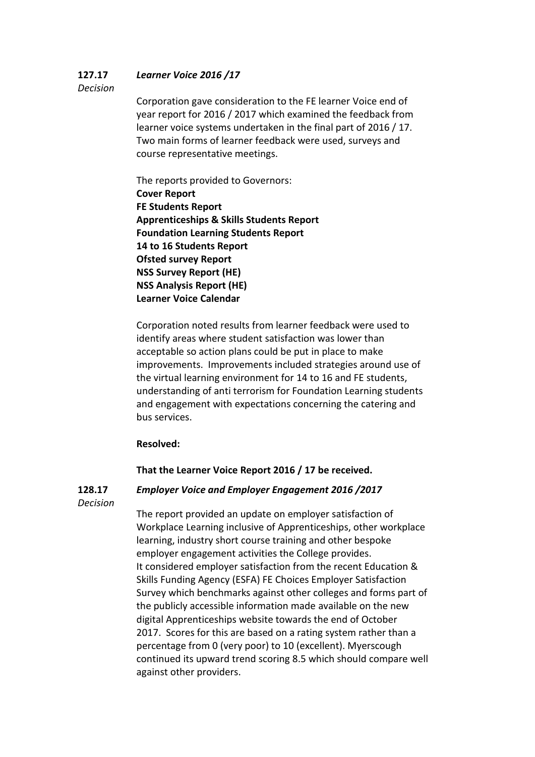**127.17** ***Learner Voice 2016 /17***
*Decision*

Corporation gave consideration to the FE learner Voice end of year report for 2016 / 2017 which examined the feedback from learner voice systems undertaken in the final part of 2016 / 17. Two main forms of learner feedback were used, surveys and course representative meetings.

The reports provided to Governors:
**Cover Report**
**FE Students Report**
**Apprenticeships & Skills Students Report**
**Foundation Learning Students Report**
**14 to 16 Students Report**
**Ofsted survey Report**
**NSS Survey Report (HE)**
**NSS Analysis Report (HE)**
**Learner Voice Calendar**

Corporation noted results from learner feedback were used to identify areas where student satisfaction was lower than acceptable so action plans could be put in place to make improvements. Improvements included strategies around use of the virtual learning environment for 14 to 16 and FE students, understanding of anti terrorism for Foundation Learning students and engagement with expectations concerning the catering and bus services.

**Resolved:**

**That the Learner Voice Report 2016 / 17 be received.**

**128.17** ***Employer Voice and Employer Engagement 2016 /2017***
*Decision*

The report provided an update on employer satisfaction of Workplace Learning inclusive of Apprenticeships, other workplace learning, industry short course training and other bespoke employer engagement activities the College provides.
It considered employer satisfaction from the recent Education & Skills Funding Agency (ESFA) FE Choices Employer Satisfaction Survey which benchmarks against other colleges and forms part of the publicly accessible information made available on the new digital Apprenticeships website towards the end of October 2017. Scores for this are based on a rating system rather than a percentage from 0 (very poor) to 10 (excellent). Myerscough continued its upward trend scoring 8.5 which should compare well against other providers.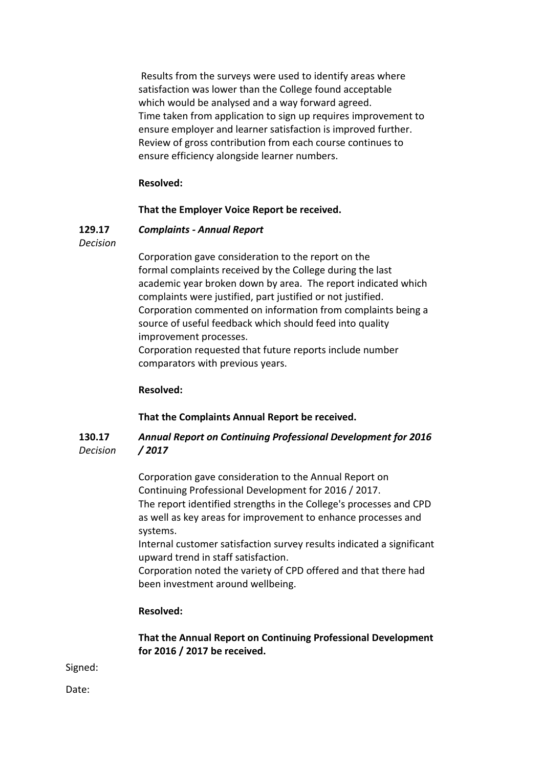Results from the surveys were used to identify areas where satisfaction was lower than the College found acceptable which would be analysed and a way forward agreed.
Time taken from application to sign up requires improvement to ensure employer and learner satisfaction is improved further.
Review of gross contribution from each course continues to ensure efficiency alongside learner numbers.

**Resolved:**

**That the Employer Voice Report be received.**

**129.17** *Decision* ***Complaints - Annual Report***

Corporation gave consideration to the report on the formal complaints received by the College during the last academic year broken down by area. The report indicated which complaints were justified, part justified or not justified.
Corporation commented on information from complaints being a source of useful feedback which should feed into quality improvement processes.
Corporation requested that future reports include number comparators with previous years.

**Resolved:**

**That the Complaints Annual Report be received.**

**130.17** *Decision* ***Annual Report on Continuing Professional Development for 2016 / 2017***

Corporation gave consideration to the Annual Report on Continuing Professional Development for 2016 / 2017.
The report identified strengths in the College's processes and CPD as well as key areas for improvement to enhance processes and systems.
Internal customer satisfaction survey results indicated a significant upward trend in staff satisfaction.
Corporation noted the variety of CPD offered and that there had been investment around wellbeing.

**Resolved:**

**That the Annual Report on Continuing Professional Development for 2016 / 2017 be received.**

Signed:

Date: